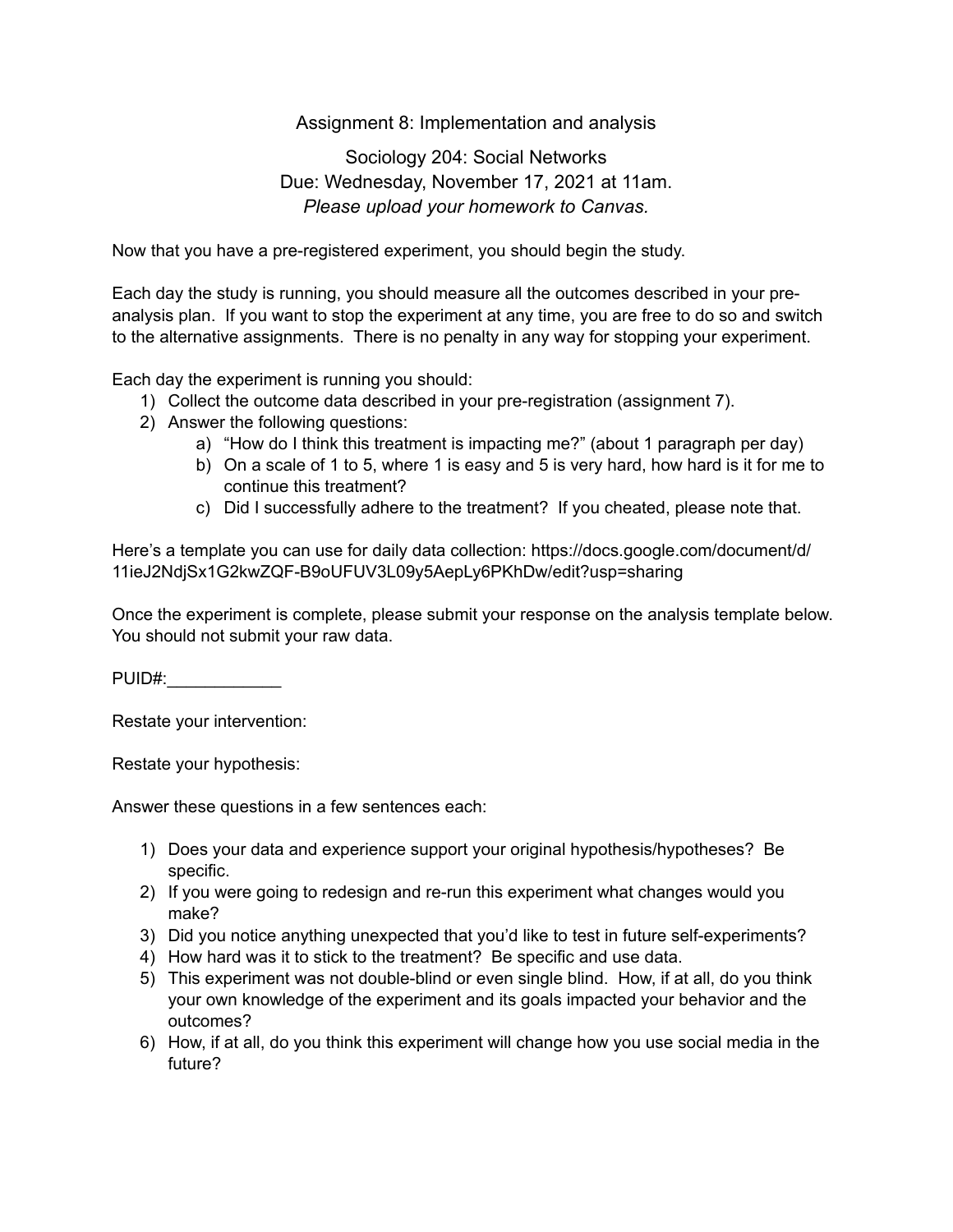# Assignment 8: Implementation and analysis

Sociology 204: Social Networks
Due: Wednesday, November 17, 2021 at 11am.
*Please upload your homework to Canvas.*

Now that you have a pre-registered experiment, you should begin the study.

Each day the study is running, you should measure all the outcomes described in your pre-analysis plan. If you want to stop the experiment at any time, you are free to do so and switch to the alternative assignments. There is no penalty in any way for stopping your experiment.

Each day the experiment is running you should:

1) Collect the outcome data described in your pre-registration (assignment 7).
2) Answer the following questions:
   a) "How do I think this treatment is impacting me?" (about 1 paragraph per day)
   b) On a scale of 1 to 5, where 1 is easy and 5 is very hard, how hard is it for me to continue this treatment?
   c) Did I successfully adhere to the treatment? If you cheated, please note that.

Here's a template you can use for daily data collection: https://docs.google.com/document/d/11ieJ2NdjSx1G2kwZQF-B9oUFUV3L09y5AepLy6PKhDw/edit?usp=sharing

Once the experiment is complete, please submit your response on the analysis template below. You should not submit your raw data.

PUID#:____________

Restate your intervention:

Restate your hypothesis:

Answer these questions in a few sentences each:

1) Does your data and experience support your original hypothesis/hypotheses? Be specific.
2) If you were going to redesign and re-run this experiment what changes would you make?
3) Did you notice anything unexpected that you'd like to test in future self-experiments?
4) How hard was it to stick to the treatment? Be specific and use data.
5) This experiment was not double-blind or even single blind. How, if at all, do you think your own knowledge of the experiment and its goals impacted your behavior and the outcomes?
6) How, if at all, do you think this experiment will change how you use social media in the future?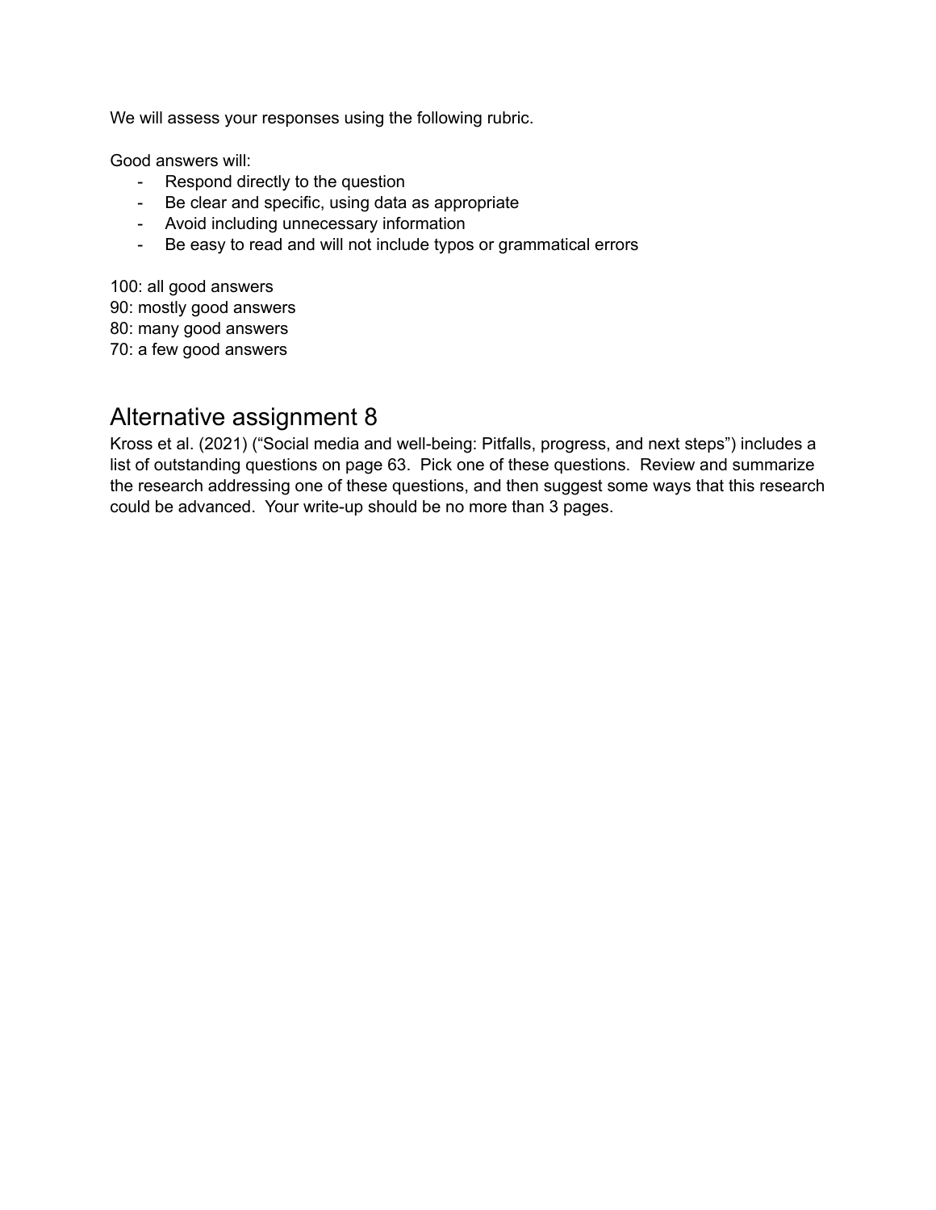We will assess your responses using the following rubric.

Good answers will:

- Respond directly to the question
- Be clear and specific, using data as appropriate
- Avoid including unnecessary information
- Be easy to read and will not include typos or grammatical errors

100: all good answers
90: mostly good answers
80: many good answers
70: a few good answers

## Alternative assignment 8

Kross et al. (2021) ("Social media and well-being: Pitfalls, progress, and next steps") includes a list of outstanding questions on page 63. Pick one of these questions. Review and summarize the research addressing one of these questions, and then suggest some ways that this research could be advanced. Your write-up should be no more than 3 pages.